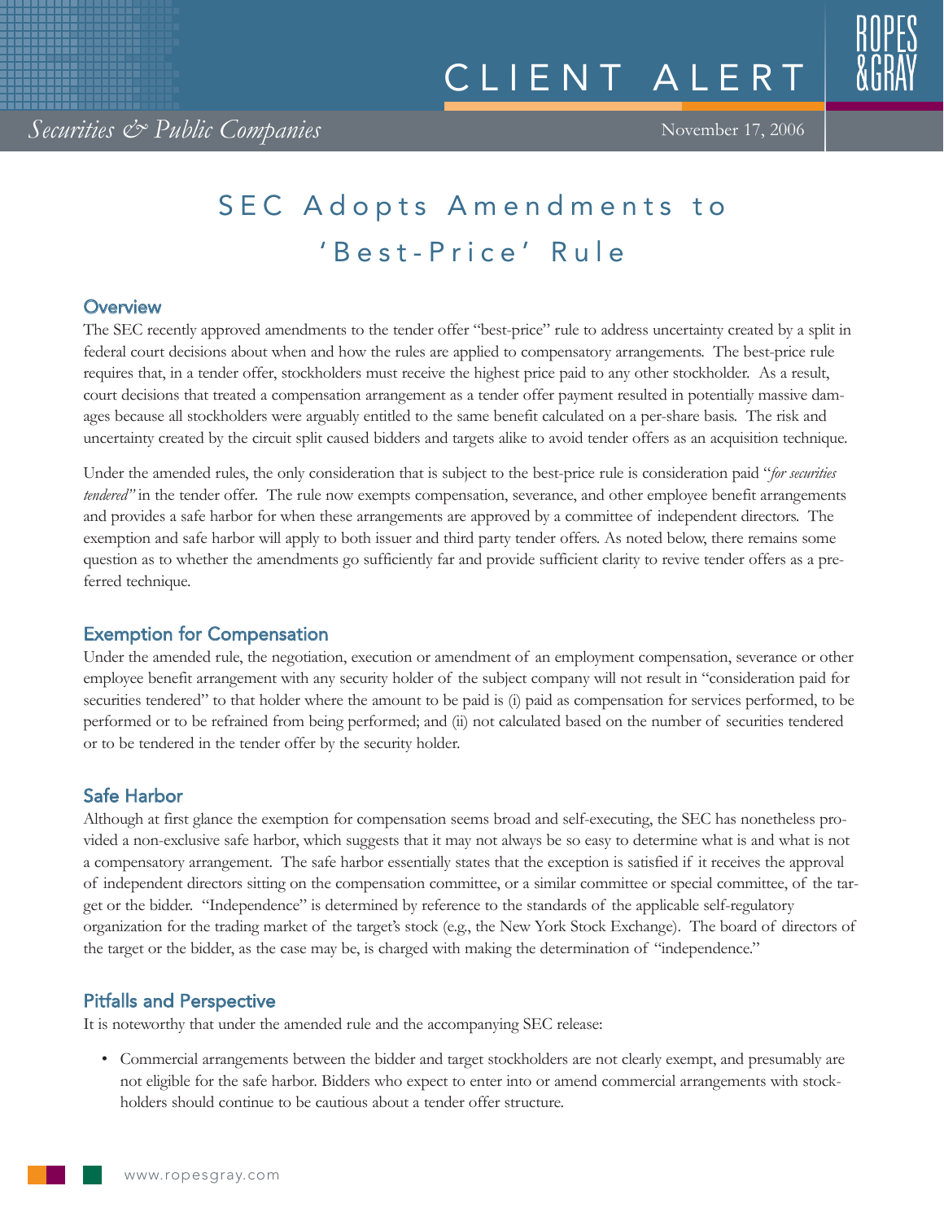CLIENT ALERT

*Securities & Public Companies*

November 17, 2006

# SEC Adopts Amendments to 'Best-Price' Rule

## Overview

The SEC recently approved amendments to the tender offer "best-price" rule to address uncertainty created by a split in federal court decisions about when and how the rules are applied to compensatory arrangements. The best-price rule requires that, in a tender offer, stockholders must receive the highest price paid to any other stockholder. As a result, court decisions that treated a compensation arrangement as a tender offer payment resulted in potentially massive damages because all stockholders were arguably entitled to the same benefit calculated on a per-share basis. The risk and uncertainty created by the circuit split caused bidders and targets alike to avoid tender offers as an acquisition technique.

Under the amended rules, the only consideration that is subject to the best-price rule is consideration paid "*for securities tendered*" in the tender offer. The rule now exempts compensation, severance, and other employee benefit arrangements and provides a safe harbor for when these arrangements are approved by a committee of independent directors. The exemption and safe harbor will apply to both issuer and third party tender offers. As noted below, there remains some question as to whether the amendments go sufficiently far and provide sufficient clarity to revive tender offers as a preferred technique.

## Exemption for Compensation

Under the amended rule, the negotiation, execution or amendment of an employment compensation, severance or other employee benefit arrangement with any security holder of the subject company will not result in "consideration paid for securities tendered" to that holder where the amount to be paid is (i) paid as compensation for services performed, to be performed or to be refrained from being performed; and (ii) not calculated based on the number of securities tendered or to be tendered in the tender offer by the security holder.

## Safe Harbor

Although at first glance the exemption for compensation seems broad and self-executing, the SEC has nonetheless provided a non-exclusive safe harbor, which suggests that it may not always be so easy to determine what is and what is not a compensatory arrangement. The safe harbor essentially states that the exception is satisfied if it receives the approval of independent directors sitting on the compensation committee, or a similar committee or special committee, of the target or the bidder. "Independence" is determined by reference to the standards of the applicable self-regulatory organization for the trading market of the target's stock (e.g., the New York Stock Exchange). The board of directors of the target or the bidder, as the case may be, is charged with making the determination of "independence."

## Pitfalls and Perspective

It is noteworthy that under the amended rule and the accompanying SEC release:

- Commercial arrangements between the bidder and target stockholders are not clearly exempt, and presumably are not eligible for the safe harbor. Bidders who expect to enter into or amend commercial arrangements with stockholders should continue to be cautious about a tender offer structure.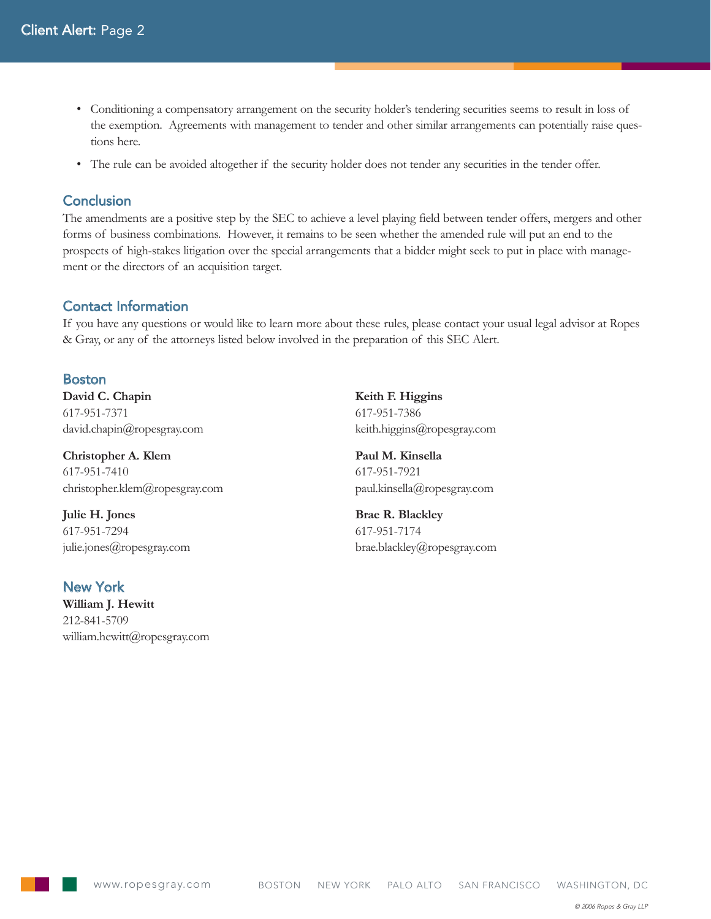- Conditioning a compensatory arrangement on the security holder's tendering securities seems to result in loss of the exemption. Agreements with management to tender and other similar arrangements can potentially raise questions here.
- The rule can be avoided altogether if the security holder does not tender any securities in the tender offer.

## Conclusion

The amendments are a positive step by the SEC to achieve a level playing field between tender offers, mergers and other forms of business combinations. However, it remains to be seen whether the amended rule will put an end to the prospects of high-stakes litigation over the special arrangements that a bidder might seek to put in place with management or the directors of an acquisition target.

## Contact Information

If you have any questions or would like to learn more about these rules, please contact your usual legal advisor at Ropes & Gray, or any of the attorneys listed below involved in the preparation of this SEC Alert.

### Boston

**David C. Chapin**
617-951-7371
david.chapin@ropesgray.com

**Christopher A. Klem**
617-951-7410
christopher.klem@ropesgray.com

**Julie H. Jones**
617-951-7294
julie.jones@ropesgray.com

**Keith F. Higgins**
617-951-7386
keith.higgins@ropesgray.com

**Paul M. Kinsella**
617-951-7921
paul.kinsella@ropesgray.com

**Brae R. Blackley**
617-951-7174
brae.blackley@ropesgray.com

### New York

**William J. Hewitt**
212-841-5709
william.hewitt@ropesgray.com

www.ropesgray.com BOSTON NEW YORK PALO ALTO SAN FRANCISCO WASHINGTON, DC

© 2006 Ropes & Gray LLP